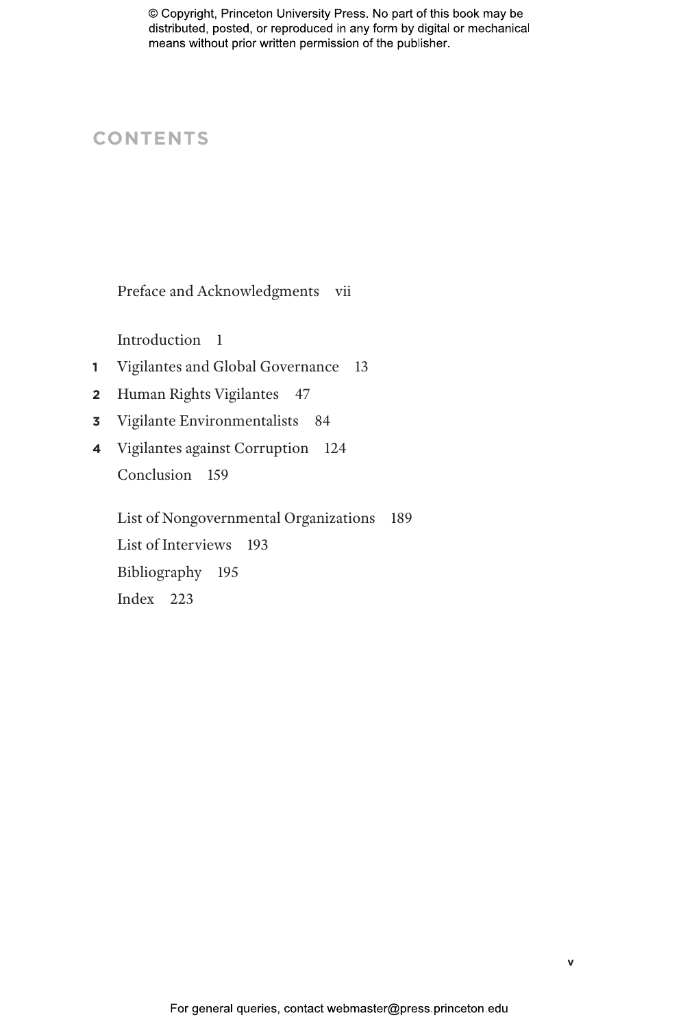© Copyright, Princeton University Press. No part of this book may be distributed, posted, or reproduced in any form by digital or mechanical means without prior written permission of the publisher.

# CONTENTS

Preface and Acknowledgments vii

Introduction 1

1 Vigilantes and Global Governance 13

2 Human Rights Vigilantes 47

3 Vigilante Environmentalists 84

4 Vigilantes against Corruption 124

Conclusion 159

List of Nongovernmental Organizations 189

List of Interviews 193

Bibliography 195

Index 223

For general queries, contact webmaster@press.princeton.edu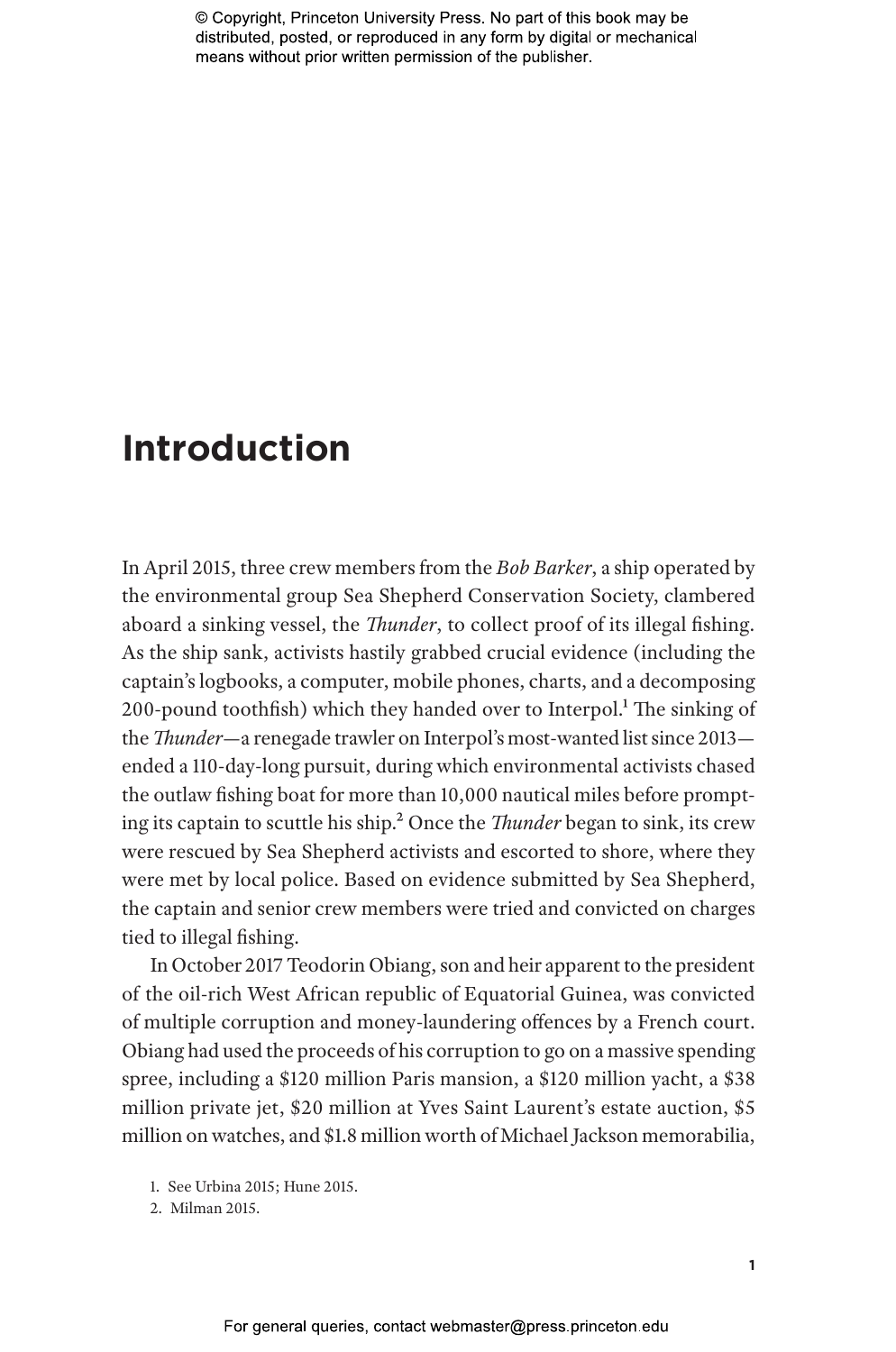# Introduction

In April 2015, three crew members from the *Bob Barker*, a ship operated by the environmental group Sea Shepherd Conservation Society, clambered aboard a sinking vessel, the *Thunder*, to collect proof of its illegal fishing. As the ship sank, activists hastily grabbed crucial evidence (including the captain's logbooks, a computer, mobile phones, charts, and a decomposing 200-pound toothfish) which they handed over to Interpol.[1] The sinking of the *Thunder*—a renegade trawler on Interpol's most-wanted list since 2013—ended a 110-day-long pursuit, during which environmental activists chased the outlaw fishing boat for more than 10,000 nautical miles before prompting its captain to scuttle his ship.[2] Once the *Thunder* began to sink, its crew were rescued by Sea Shepherd activists and escorted to shore, where they were met by local police. Based on evidence submitted by Sea Shepherd, the captain and senior crew members were tried and convicted on charges tied to illegal fishing.

In October 2017 Teodorin Obiang, son and heir apparent to the president of the oil-rich West African republic of Equatorial Guinea, was convicted of multiple corruption and money-laundering offences by a French court. Obiang had used the proceeds of his corruption to go on a massive spending spree, including a $120 million Paris mansion, a $120 million yacht, a $38 million private jet, $20 million at Yves Saint Laurent's estate auction, $5 million on watches, and $1.8 million worth of Michael Jackson memorabilia,

1. See Urbina 2015; Hune 2015.
2. Milman 2015.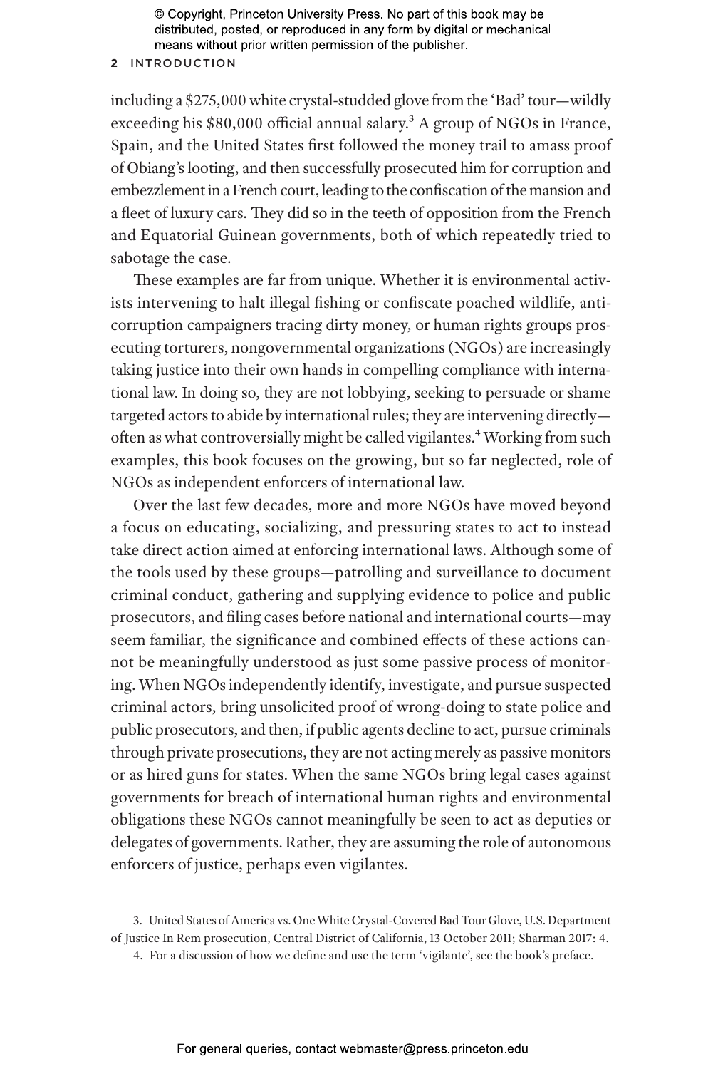including a $275,000 white crystal-studded glove from the 'Bad' tour—wildly exceeding his $80,000 official annual salary.[3] A group of NGOs in France, Spain, and the United States first followed the money trail to amass proof of Obiang's looting, and then successfully prosecuted him for corruption and embezzlement in a French court, leading to the confiscation of the mansion and a fleet of luxury cars. They did so in the teeth of opposition from the French and Equatorial Guinean governments, both of which repeatedly tried to sabotage the case.

These examples are far from unique. Whether it is environmental activists intervening to halt illegal fishing or confiscate poached wildlife, anti-corruption campaigners tracing dirty money, or human rights groups prosecuting torturers, nongovernmental organizations (NGOs) are increasingly taking justice into their own hands in compelling compliance with international law. In doing so, they are not lobbying, seeking to persuade or shame targeted actors to abide by international rules; they are intervening directly—often as what controversially might be called vigilantes.[4] Working from such examples, this book focuses on the growing, but so far neglected, role of NGOs as independent enforcers of international law.

Over the last few decades, more and more NGOs have moved beyond a focus on educating, socializing, and pressuring states to act to instead take direct action aimed at enforcing international laws. Although some of the tools used by these groups—patrolling and surveillance to document criminal conduct, gathering and supplying evidence to police and public prosecutors, and filing cases before national and international courts—may seem familiar, the significance and combined effects of these actions cannot be meaningfully understood as just some passive process of monitoring. When NGOs independently identify, investigate, and pursue suspected criminal actors, bring unsolicited proof of wrong-doing to state police and public prosecutors, and then, if public agents decline to act, pursue criminals through private prosecutions, they are not acting merely as passive monitors or as hired guns for states. When the same NGOs bring legal cases against governments for breach of international human rights and environmental obligations these NGOs cannot meaningfully be seen to act as deputies or delegates of governments. Rather, they are assuming the role of autonomous enforcers of justice, perhaps even vigilantes.

3. United States of America vs. One White Crystal-Covered Bad Tour Glove, U.S. Department of Justice In Rem prosecution, Central District of California, 13 October 2011; Sharman 2017: 4.

4. For a discussion of how we define and use the term 'vigilante', see the book's preface.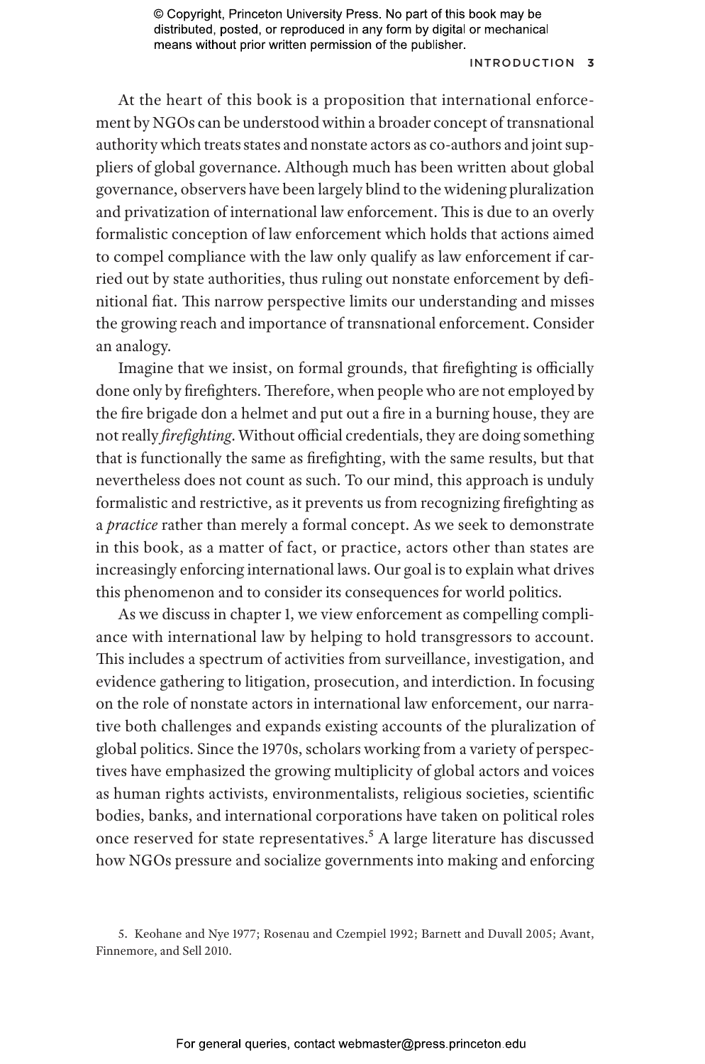At the heart of this book is a proposition that international enforcement by NGOs can be understood within a broader concept of transnational authority which treats states and nonstate actors as co-authors and joint suppliers of global governance. Although much has been written about global governance, observers have been largely blind to the widening pluralization and privatization of international law enforcement. This is due to an overly formalistic conception of law enforcement which holds that actions aimed to compel compliance with the law only qualify as law enforcement if carried out by state authorities, thus ruling out nonstate enforcement by definitional fiat. This narrow perspective limits our understanding and misses the growing reach and importance of transnational enforcement. Consider an analogy.

Imagine that we insist, on formal grounds, that firefighting is officially done only by firefighters. Therefore, when people who are not employed by the fire brigade don a helmet and put out a fire in a burning house, they are not really *firefighting*. Without official credentials, they are doing something that is functionally the same as firefighting, with the same results, but that nevertheless does not count as such. To our mind, this approach is unduly formalistic and restrictive, as it prevents us from recognizing firefighting as a *practice* rather than merely a formal concept. As we seek to demonstrate in this book, as a matter of fact, or practice, actors other than states are increasingly enforcing international laws. Our goal is to explain what drives this phenomenon and to consider its consequences for world politics.

As we discuss in chapter 1, we view enforcement as compelling compliance with international law by helping to hold transgressors to account. This includes a spectrum of activities from surveillance, investigation, and evidence gathering to litigation, prosecution, and interdiction. In focusing on the role of nonstate actors in international law enforcement, our narrative both challenges and expands existing accounts of the pluralization of global politics. Since the 1970s, scholars working from a variety of perspectives have emphasized the growing multiplicity of global actors and voices as human rights activists, environmentalists, religious societies, scientific bodies, banks, and international corporations have taken on political roles once reserved for state representatives.[5] A large literature has discussed how NGOs pressure and socialize governments into making and enforcing

5. Keohane and Nye 1977; Rosenau and Czempiel 1992; Barnett and Duvall 2005; Avant, Finnemore, and Sell 2010.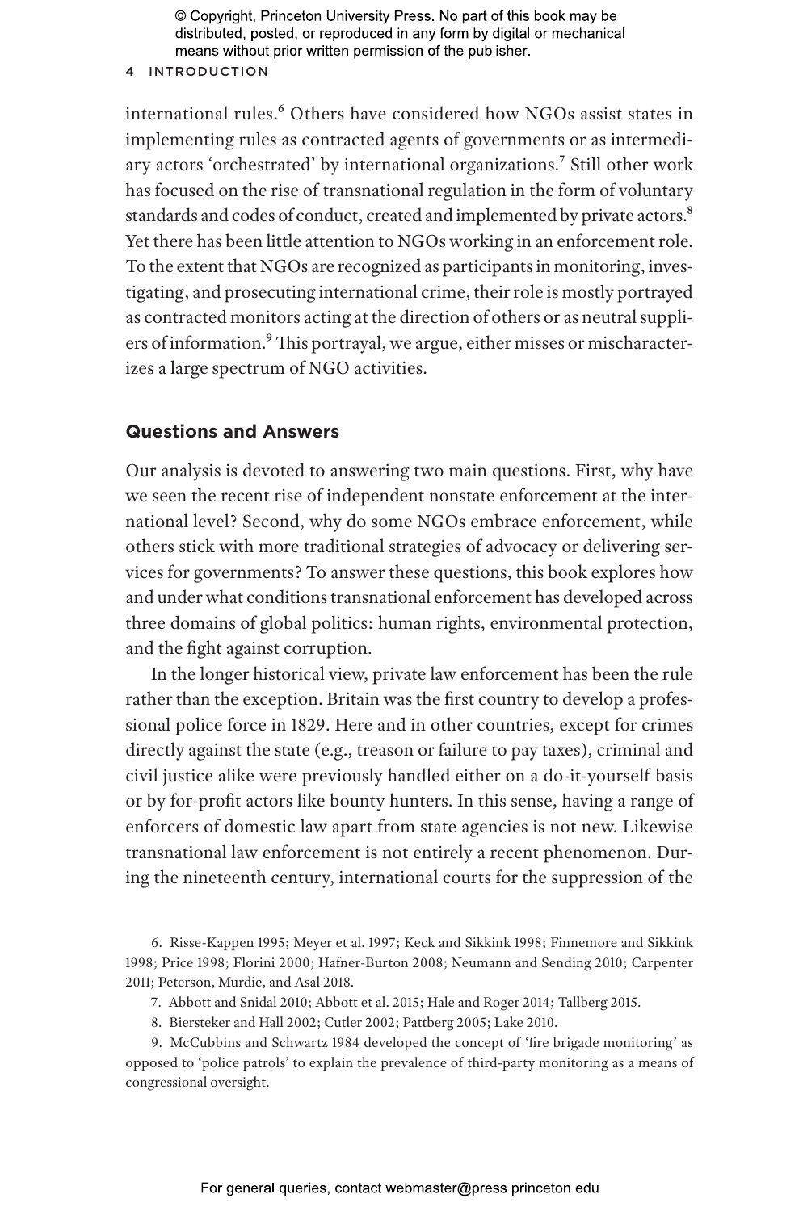international rules.[6] Others have considered how NGOs assist states in implementing rules as contracted agents of governments or as intermediary actors 'orchestrated' by international organizations.[7] Still other work has focused on the rise of transnational regulation in the form of voluntary standards and codes of conduct, created and implemented by private actors.[8] Yet there has been little attention to NGOs working in an enforcement role. To the extent that NGOs are recognized as participants in monitoring, investigating, and prosecuting international crime, their role is mostly portrayed as contracted monitors acting at the direction of others or as neutral suppliers of information.[9] This portrayal, we argue, either misses or mischaracterizes a large spectrum of NGO activities.

## Questions and Answers

Our analysis is devoted to answering two main questions. First, why have we seen the recent rise of independent nonstate enforcement at the international level? Second, why do some NGOs embrace enforcement, while others stick with more traditional strategies of advocacy or delivering services for governments? To answer these questions, this book explores how and under what conditions transnational enforcement has developed across three domains of global politics: human rights, environmental protection, and the fight against corruption.

In the longer historical view, private law enforcement has been the rule rather than the exception. Britain was the first country to develop a professional police force in 1829. Here and in other countries, except for crimes directly against the state (e.g., treason or failure to pay taxes), criminal and civil justice alike were previously handled either on a do-it-yourself basis or by for-profit actors like bounty hunters. In this sense, having a range of enforcers of domestic law apart from state agencies is not new. Likewise transnational law enforcement is not entirely a recent phenomenon. During the nineteenth century, international courts for the suppression of the

6. Risse-Kappen 1995; Meyer et al. 1997; Keck and Sikkink 1998; Finnemore and Sikkink 1998; Price 1998; Florini 2000; Hafner-Burton 2008; Neumann and Sending 2010; Carpenter 2011; Peterson, Murdie, and Asal 2018.

7. Abbott and Snidal 2010; Abbott et al. 2015; Hale and Roger 2014; Tallberg 2015.

8. Biersteker and Hall 2002; Cutler 2002; Pattberg 2005; Lake 2010.

9. McCubbins and Schwartz 1984 developed the concept of 'fire brigade monitoring' as opposed to 'police patrols' to explain the prevalence of third-party monitoring as a means of congressional oversight.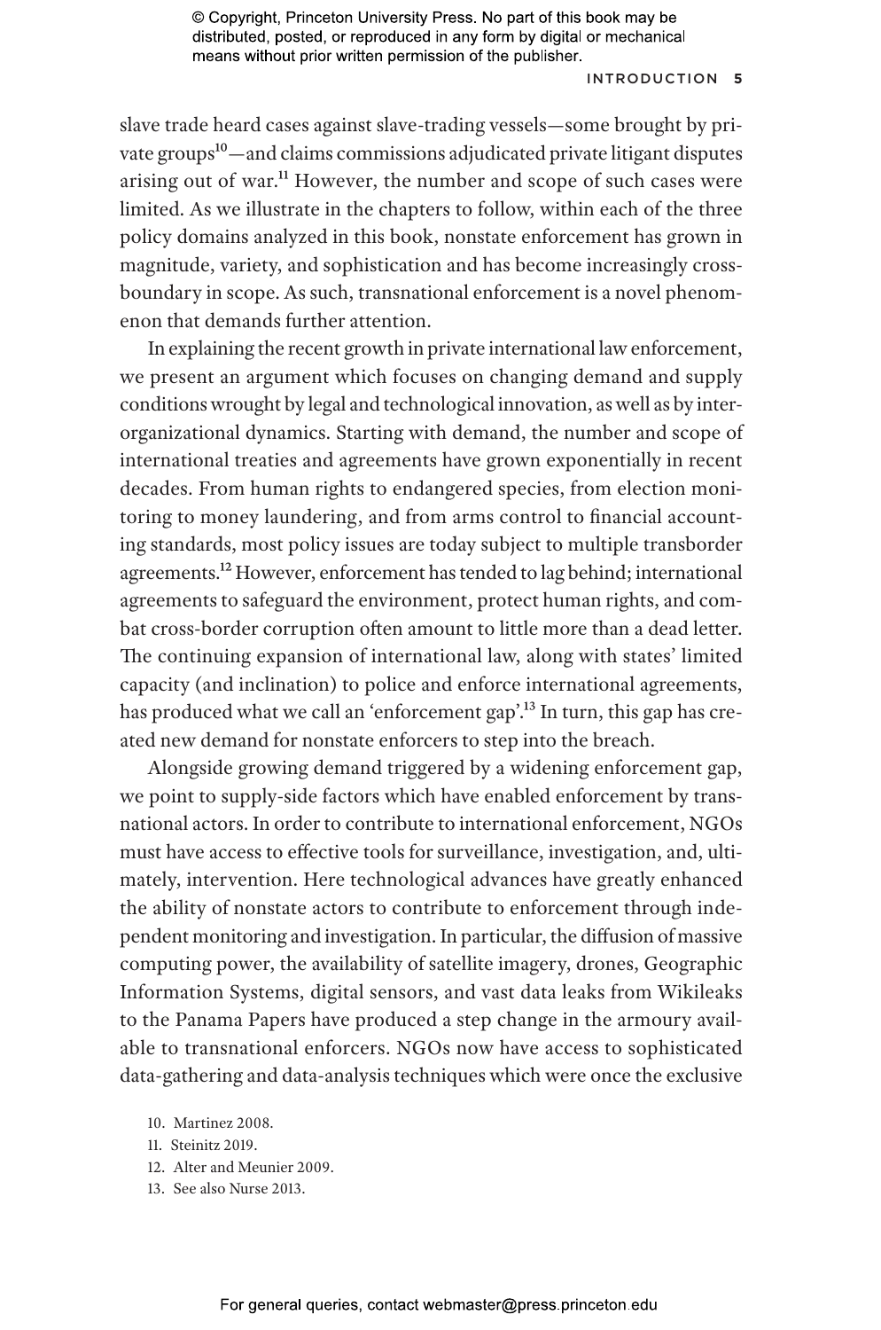slave trade heard cases against slave-trading vessels—some brought by private groups[10]—and claims commissions adjudicated private litigant disputes arising out of war.[11] However, the number and scope of such cases were limited. As we illustrate in the chapters to follow, within each of the three policy domains analyzed in this book, nonstate enforcement has grown in magnitude, variety, and sophistication and has become increasingly cross-boundary in scope. As such, transnational enforcement is a novel phenomenon that demands further attention.

In explaining the recent growth in private international law enforcement, we present an argument which focuses on changing demand and supply conditions wrought by legal and technological innovation, as well as by inter-organizational dynamics. Starting with demand, the number and scope of international treaties and agreements have grown exponentially in recent decades. From human rights to endangered species, from election monitoring to money laundering, and from arms control to financial accounting standards, most policy issues are today subject to multiple transborder agreements.[12] However, enforcement has tended to lag behind; international agreements to safeguard the environment, protect human rights, and combat cross-border corruption often amount to little more than a dead letter. The continuing expansion of international law, along with states' limited capacity (and inclination) to police and enforce international agreements, has produced what we call an 'enforcement gap'.[13] In turn, this gap has created new demand for nonstate enforcers to step into the breach.

Alongside growing demand triggered by a widening enforcement gap, we point to supply-side factors which have enabled enforcement by transnational actors. In order to contribute to international enforcement, NGOs must have access to effective tools for surveillance, investigation, and, ultimately, intervention. Here technological advances have greatly enhanced the ability of nonstate actors to contribute to enforcement through independent monitoring and investigation. In particular, the diffusion of massive computing power, the availability of satellite imagery, drones, Geographic Information Systems, digital sensors, and vast data leaks from Wikileaks to the Panama Papers have produced a step change in the armoury available to transnational enforcers. NGOs now have access to sophisticated data-gathering and data-analysis techniques which were once the exclusive

10. Martinez 2008.
11. Steinitz 2019.
12. Alter and Meunier 2009.
13. See also Nurse 2013.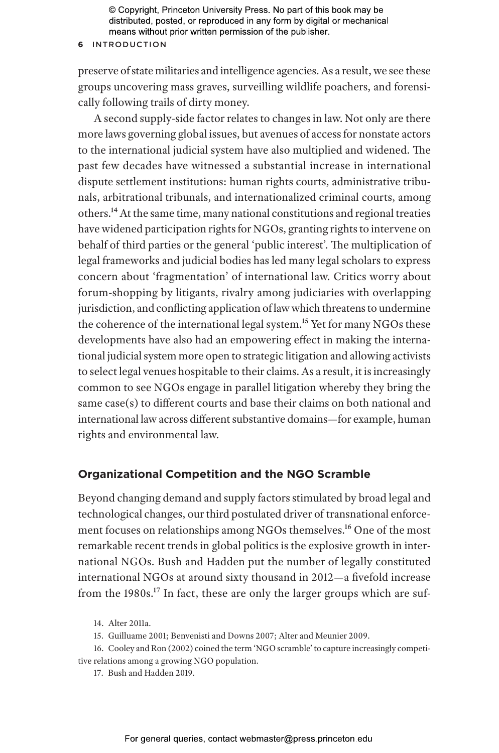preserve of state militaries and intelligence agencies. As a result, we see these groups uncovering mass graves, surveilling wildlife poachers, and forensically following trails of dirty money.

A second supply-side factor relates to changes in law. Not only are there more laws governing global issues, but avenues of access for nonstate actors to the international judicial system have also multiplied and widened. The past few decades have witnessed a substantial increase in international dispute settlement institutions: human rights courts, administrative tribunals, arbitrational tribunals, and internationalized criminal courts, among others.[14] At the same time, many national constitutions and regional treaties have widened participation rights for NGOs, granting rights to intervene on behalf of third parties or the general 'public interest'. The multiplication of legal frameworks and judicial bodies has led many legal scholars to express concern about 'fragmentation' of international law. Critics worry about forum-shopping by litigants, rivalry among judiciaries with overlapping jurisdiction, and conflicting application of law which threatens to undermine the coherence of the international legal system.[15] Yet for many NGOs these developments have also had an empowering effect in making the international judicial system more open to strategic litigation and allowing activists to select legal venues hospitable to their claims. As a result, it is increasingly common to see NGOs engage in parallel litigation whereby they bring the same case(s) to different courts and base their claims on both national and international law across different substantive domains—for example, human rights and environmental law.

## Organizational Competition and the NGO Scramble

Beyond changing demand and supply factors stimulated by broad legal and technological changes, our third postulated driver of transnational enforcement focuses on relationships among NGOs themselves.[16] One of the most remarkable recent trends in global politics is the explosive growth in international NGOs. Bush and Hadden put the number of legally constituted international NGOs at around sixty thousand in 2012—a fivefold increase from the 1980s.[17] In fact, these are only the larger groups which are suf-

14. Alter 2011a.

15. Guilluame 2001; Benvenisti and Downs 2007; Alter and Meunier 2009.

16. Cooley and Ron (2002) coined the term 'NGO scramble' to capture increasingly competitive relations among a growing NGO population.

17. Bush and Hadden 2019.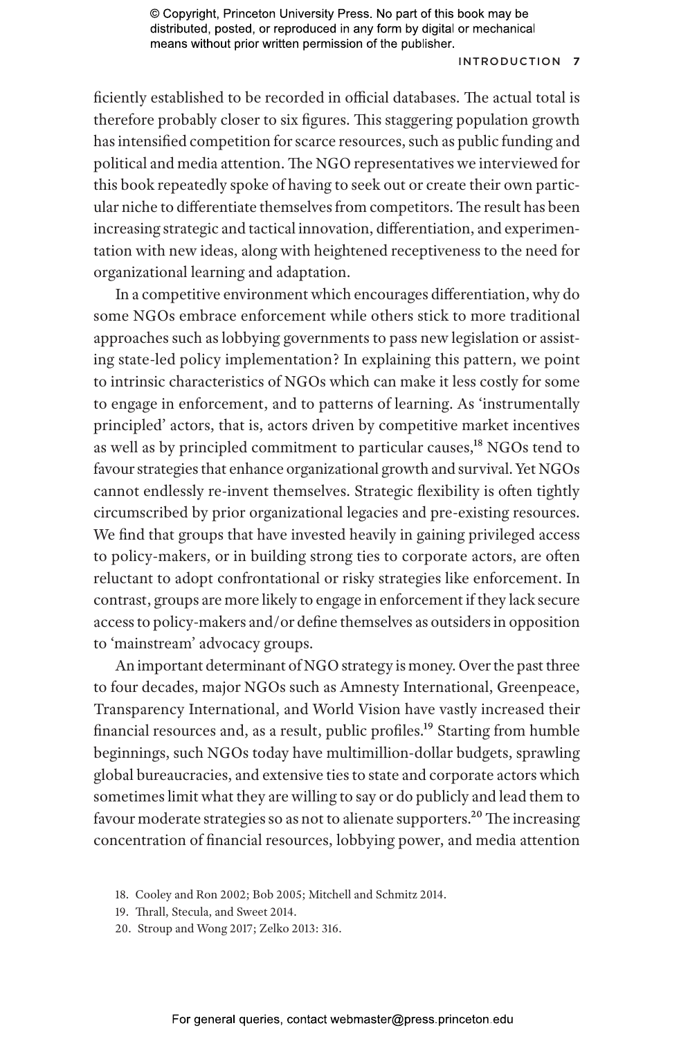ficiently established to be recorded in official databases. The actual total is therefore probably closer to six figures. This staggering population growth has intensified competition for scarce resources, such as public funding and political and media attention. The NGO representatives we interviewed for this book repeatedly spoke of having to seek out or create their own particular niche to differentiate themselves from competitors. The result has been increasing strategic and tactical innovation, differentiation, and experimentation with new ideas, along with heightened receptiveness to the need for organizational learning and adaptation.

In a competitive environment which encourages differentiation, why do some NGOs embrace enforcement while others stick to more traditional approaches such as lobbying governments to pass new legislation or assisting state-led policy implementation? In explaining this pattern, we point to intrinsic characteristics of NGOs which can make it less costly for some to engage in enforcement, and to patterns of learning. As 'instrumentally principled' actors, that is, actors driven by competitive market incentives as well as by principled commitment to particular causes,[18] NGOs tend to favour strategies that enhance organizational growth and survival. Yet NGOs cannot endlessly re-invent themselves. Strategic flexibility is often tightly circumscribed by prior organizational legacies and pre-existing resources. We find that groups that have invested heavily in gaining privileged access to policy-makers, or in building strong ties to corporate actors, are often reluctant to adopt confrontational or risky strategies like enforcement. In contrast, groups are more likely to engage in enforcement if they lack secure access to policy-makers and/or define themselves as outsiders in opposition to 'mainstream' advocacy groups.

An important determinant of NGO strategy is money. Over the past three to four decades, major NGOs such as Amnesty International, Greenpeace, Transparency International, and World Vision have vastly increased their financial resources and, as a result, public profiles.[19] Starting from humble beginnings, such NGOs today have multimillion-dollar budgets, sprawling global bureaucracies, and extensive ties to state and corporate actors which sometimes limit what they are willing to say or do publicly and lead them to favour moderate strategies so as not to alienate supporters.[20] The increasing concentration of financial resources, lobbying power, and media attention

18. Cooley and Ron 2002; Bob 2005; Mitchell and Schmitz 2014.

19. Thrall, Stecula, and Sweet 2014.

20. Stroup and Wong 2017; Zelko 2013: 316.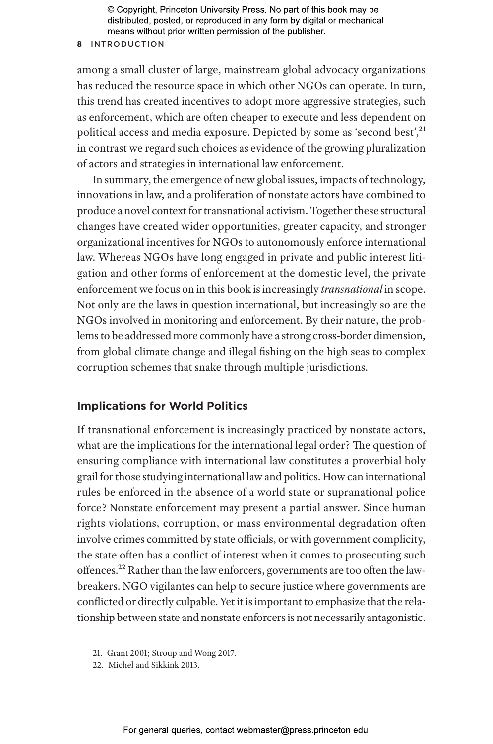among a small cluster of large, mainstream global advocacy organizations has reduced the resource space in which other NGOs can operate. In turn, this trend has created incentives to adopt more aggressive strategies, such as enforcement, which are often cheaper to execute and less dependent on political access and media exposure. Depicted by some as 'second best',[21] in contrast we regard such choices as evidence of the growing pluralization of actors and strategies in international law enforcement.

In summary, the emergence of new global issues, impacts of technology, innovations in law, and a proliferation of nonstate actors have combined to produce a novel context for transnational activism. Together these structural changes have created wider opportunities, greater capacity, and stronger organizational incentives for NGOs to autonomously enforce international law. Whereas NGOs have long engaged in private and public interest litigation and other forms of enforcement at the domestic level, the private enforcement we focus on in this book is increasingly *transnational* in scope. Not only are the laws in question international, but increasingly so are the NGOs involved in monitoring and enforcement. By their nature, the problems to be addressed more commonly have a strong cross-border dimension, from global climate change and illegal fishing on the high seas to complex corruption schemes that snake through multiple jurisdictions.

## Implications for World Politics

If transnational enforcement is increasingly practiced by nonstate actors, what are the implications for the international legal order? The question of ensuring compliance with international law constitutes a proverbial holy grail for those studying international law and politics. How can international rules be enforced in the absence of a world state or supranational police force? Nonstate enforcement may present a partial answer. Since human rights violations, corruption, or mass environmental degradation often involve crimes committed by state officials, or with government complicity, the state often has a conflict of interest when it comes to prosecuting such offences.[22] Rather than the law enforcers, governments are too often the lawbreakers. NGO vigilantes can help to secure justice where governments are conflicted or directly culpable. Yet it is important to emphasize that the relationship between state and nonstate enforcers is not necessarily antagonistic.

21. Grant 2001; Stroup and Wong 2017.

22. Michel and Sikkink 2013.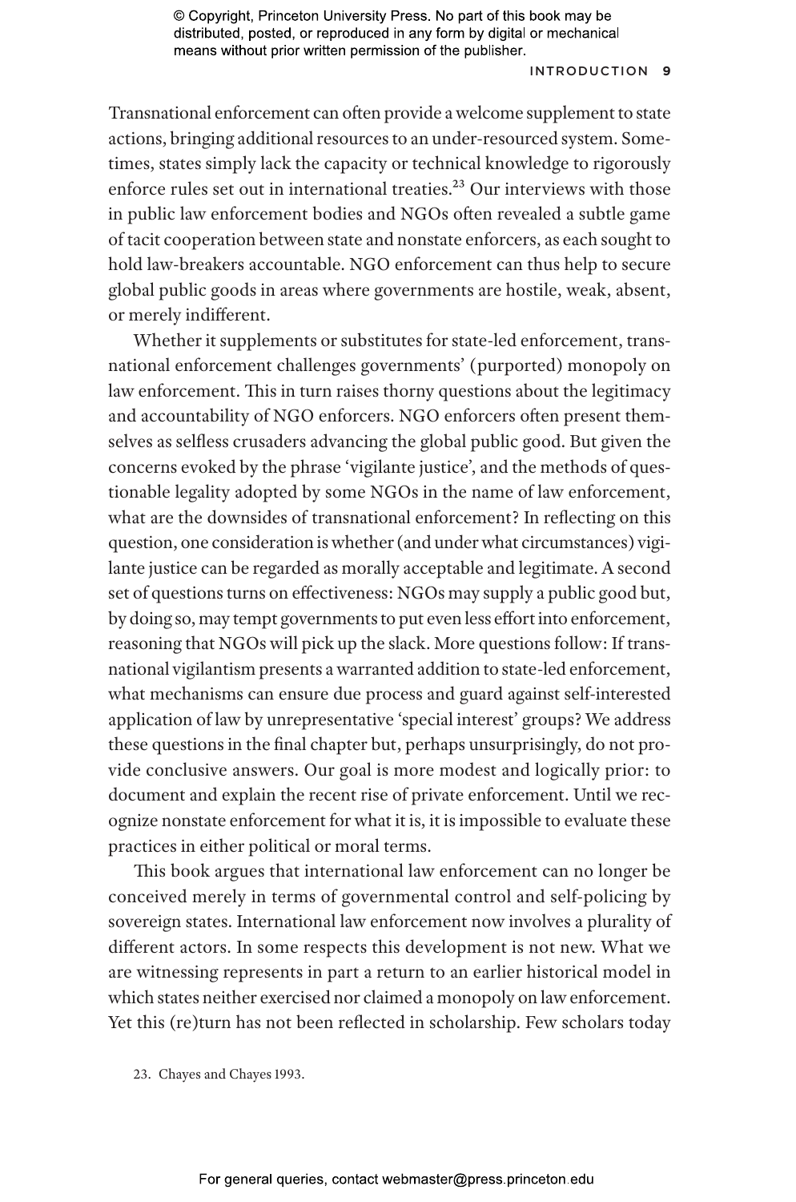Transnational enforcement can often provide a welcome supplement to state actions, bringing additional resources to an under-resourced system. Sometimes, states simply lack the capacity or technical knowledge to rigorously enforce rules set out in international treaties.[23] Our interviews with those in public law enforcement bodies and NGOs often revealed a subtle game of tacit cooperation between state and nonstate enforcers, as each sought to hold law-breakers accountable. NGO enforcement can thus help to secure global public goods in areas where governments are hostile, weak, absent, or merely indifferent.

Whether it supplements or substitutes for state-led enforcement, transnational enforcement challenges governments' (purported) monopoly on law enforcement. This in turn raises thorny questions about the legitimacy and accountability of NGO enforcers. NGO enforcers often present themselves as selfless crusaders advancing the global public good. But given the concerns evoked by the phrase 'vigilante justice', and the methods of questionable legality adopted by some NGOs in the name of law enforcement, what are the downsides of transnational enforcement? In reflecting on this question, one consideration is whether (and under what circumstances) vigilante justice can be regarded as morally acceptable and legitimate. A second set of questions turns on effectiveness: NGOs may supply a public good but, by doing so, may tempt governments to put even less effort into enforcement, reasoning that NGOs will pick up the slack. More questions follow: If transnational vigilantism presents a warranted addition to state-led enforcement, what mechanisms can ensure due process and guard against self-interested application of law by unrepresentative 'special interest' groups? We address these questions in the final chapter but, perhaps unsurprisingly, do not provide conclusive answers. Our goal is more modest and logically prior: to document and explain the recent rise of private enforcement. Until we recognize nonstate enforcement for what it is, it is impossible to evaluate these practices in either political or moral terms.

This book argues that international law enforcement can no longer be conceived merely in terms of governmental control and self-policing by sovereign states. International law enforcement now involves a plurality of different actors. In some respects this development is not new. What we are witnessing represents in part a return to an earlier historical model in which states neither exercised nor claimed a monopoly on law enforcement. Yet this (re)turn has not been reflected in scholarship. Few scholars today

23. Chayes and Chayes 1993.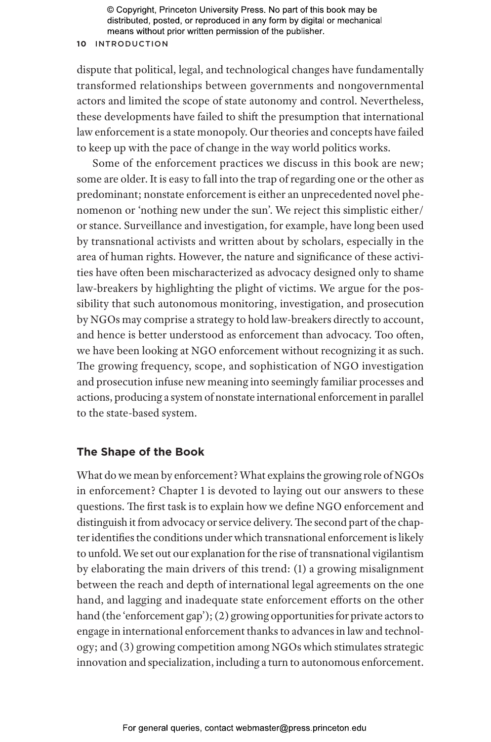dispute that political, legal, and technological changes have fundamentally transformed relationships between governments and nongovernmental actors and limited the scope of state autonomy and control. Nevertheless, these developments have failed to shift the presumption that international law enforcement is a state monopoly. Our theories and concepts have failed to keep up with the pace of change in the way world politics works.

Some of the enforcement practices we discuss in this book are new; some are older. It is easy to fall into the trap of regarding one or the other as predominant; nonstate enforcement is either an unprecedented novel phenomenon or 'nothing new under the sun'. We reject this simplistic either/or stance. Surveillance and investigation, for example, have long been used by transnational activists and written about by scholars, especially in the area of human rights. However, the nature and significance of these activities have often been mischaracterized as advocacy designed only to shame law-breakers by highlighting the plight of victims. We argue for the possibility that such autonomous monitoring, investigation, and prosecution by NGOs may comprise a strategy to hold law-breakers directly to account, and hence is better understood as enforcement than advocacy. Too often, we have been looking at NGO enforcement without recognizing it as such. The growing frequency, scope, and sophistication of NGO investigation and prosecution infuse new meaning into seemingly familiar processes and actions, producing a system of nonstate international enforcement in parallel to the state-based system.

## The Shape of the Book

What do we mean by enforcement? What explains the growing role of NGOs in enforcement? Chapter 1 is devoted to laying out our answers to these questions. The first task is to explain how we define NGO enforcement and distinguish it from advocacy or service delivery. The second part of the chapter identifies the conditions under which transnational enforcement is likely to unfold. We set out our explanation for the rise of transnational vigilantism by elaborating the main drivers of this trend: (1) a growing misalignment between the reach and depth of international legal agreements on the one hand, and lagging and inadequate state enforcement efforts on the other hand (the 'enforcement gap'); (2) growing opportunities for private actors to engage in international enforcement thanks to advances in law and technology; and (3) growing competition among NGOs which stimulates strategic innovation and specialization, including a turn to autonomous enforcement.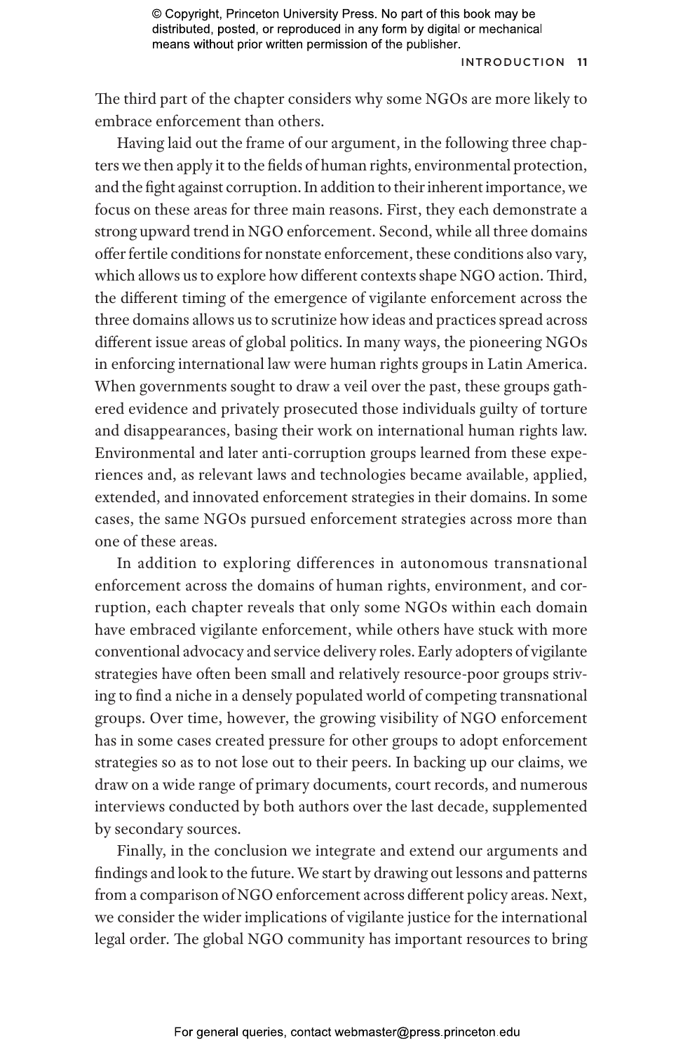The third part of the chapter considers why some NGOs are more likely to embrace enforcement than others.

Having laid out the frame of our argument, in the following three chapters we then apply it to the fields of human rights, environmental protection, and the fight against corruption. In addition to their inherent importance, we focus on these areas for three main reasons. First, they each demonstrate a strong upward trend in NGO enforcement. Second, while all three domains offer fertile conditions for nonstate enforcement, these conditions also vary, which allows us to explore how different contexts shape NGO action. Third, the different timing of the emergence of vigilante enforcement across the three domains allows us to scrutinize how ideas and practices spread across different issue areas of global politics. In many ways, the pioneering NGOs in enforcing international law were human rights groups in Latin America. When governments sought to draw a veil over the past, these groups gathered evidence and privately prosecuted those individuals guilty of torture and disappearances, basing their work on international human rights law. Environmental and later anti-corruption groups learned from these experiences and, as relevant laws and technologies became available, applied, extended, and innovated enforcement strategies in their domains. In some cases, the same NGOs pursued enforcement strategies across more than one of these areas.

In addition to exploring differences in autonomous transnational enforcement across the domains of human rights, environment, and corruption, each chapter reveals that only some NGOs within each domain have embraced vigilante enforcement, while others have stuck with more conventional advocacy and service delivery roles. Early adopters of vigilante strategies have often been small and relatively resource-poor groups striving to find a niche in a densely populated world of competing transnational groups. Over time, however, the growing visibility of NGO enforcement has in some cases created pressure for other groups to adopt enforcement strategies so as to not lose out to their peers. In backing up our claims, we draw on a wide range of primary documents, court records, and numerous interviews conducted by both authors over the last decade, supplemented by secondary sources.

Finally, in the conclusion we integrate and extend our arguments and findings and look to the future. We start by drawing out lessons and patterns from a comparison of NGO enforcement across different policy areas. Next, we consider the wider implications of vigilante justice for the international legal order. The global NGO community has important resources to bring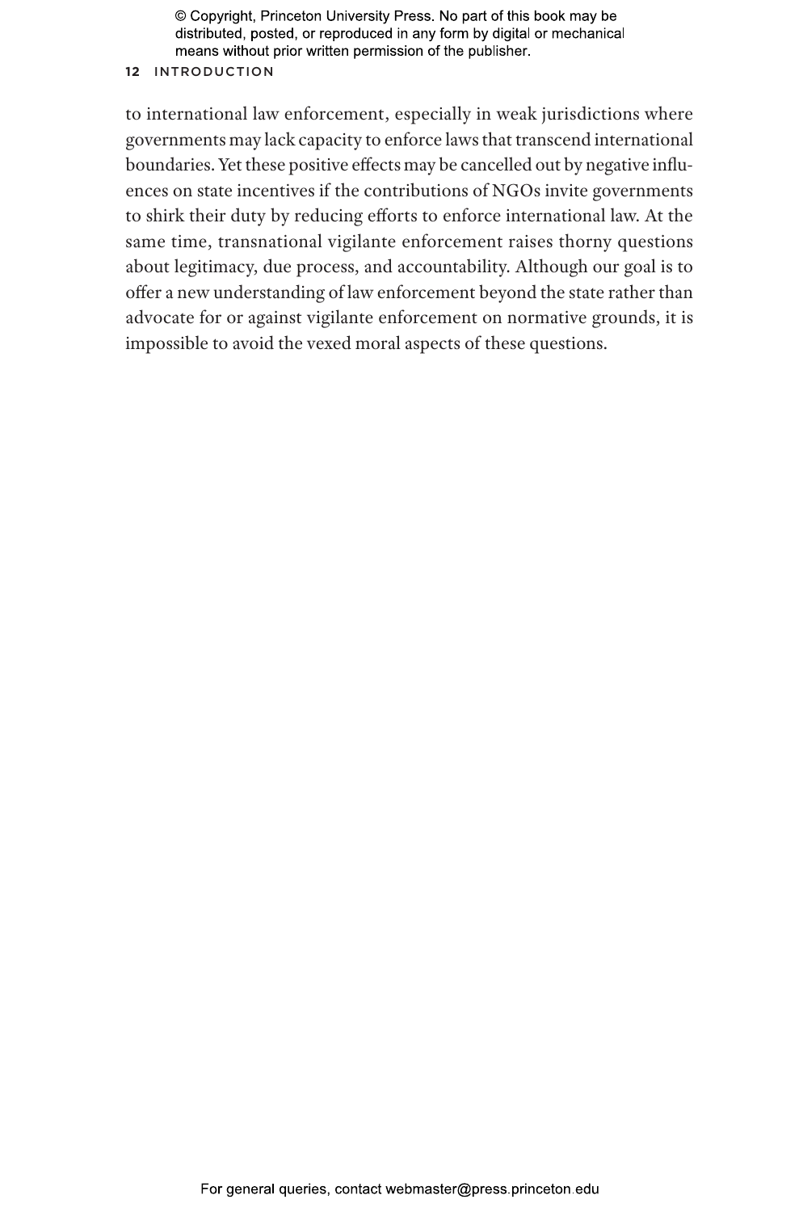to international law enforcement, especially in weak jurisdictions where governments may lack capacity to enforce laws that transcend international boundaries. Yet these positive effects may be cancelled out by negative influences on state incentives if the contributions of NGOs invite governments to shirk their duty by reducing efforts to enforce international law. At the same time, transnational vigilante enforcement raises thorny questions about legitimacy, due process, and accountability. Although our goal is to offer a new understanding of law enforcement beyond the state rather than advocate for or against vigilante enforcement on normative grounds, it is impossible to avoid the vexed moral aspects of these questions.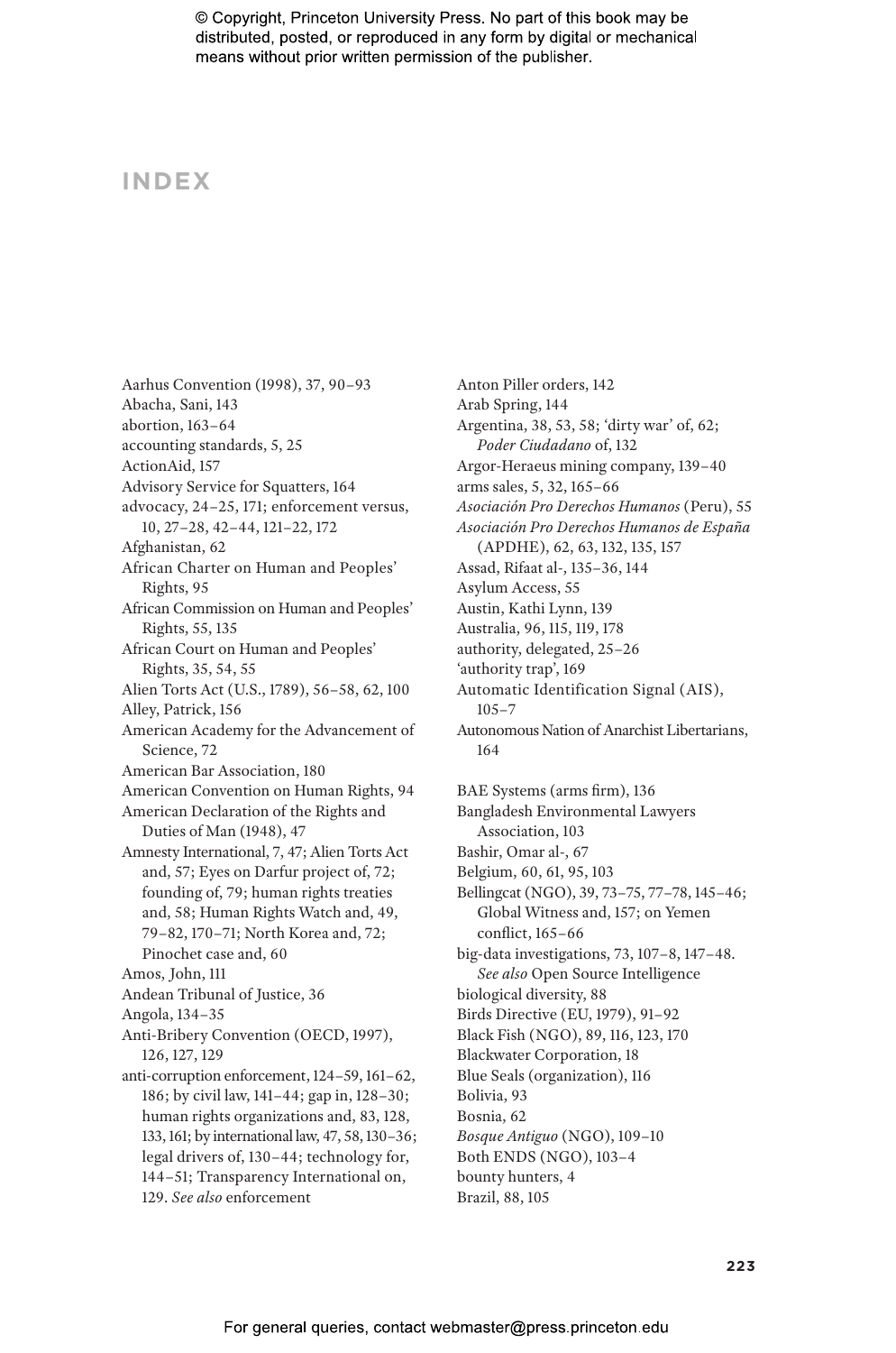# INDEX

Aarhus Convention (1998), 37, 90–93
Abacha, Sani, 143
abortion, 163–64
accounting standards, 5, 25
ActionAid, 157
Advisory Service for Squatters, 164
advocacy, 24–25, 171; enforcement versus, 10, 27–28, 42–44, 121–22, 172
Afghanistan, 62
African Charter on Human and Peoples' Rights, 95
African Commission on Human and Peoples' Rights, 55, 135
African Court on Human and Peoples' Rights, 35, 54, 55
Alien Torts Act (U.S., 1789), 56–58, 62, 100
Alley, Patrick, 156
American Academy for the Advancement of Science, 72
American Bar Association, 180
American Convention on Human Rights, 94
American Declaration of the Rights and Duties of Man (1948), 47
Amnesty International, 7, 47; Alien Torts Act and, 57; Eyes on Darfur project of, 72; founding of, 79; human rights treaties and, 58; Human Rights Watch and, 49, 79–82, 170–71; North Korea and, 72; Pinochet case and, 60
Amos, John, 111
Andean Tribunal of Justice, 36
Angola, 134–35
Anti-Bribery Convention (OECD, 1997), 126, 127, 129
anti-corruption enforcement, 124–59, 161–62, 186; by civil law, 141–44; gap in, 128–30; human rights organizations and, 83, 128, 133, 161; by international law, 47, 58, 130–36; legal drivers of, 130–44; technology for, 144–51; Transparency International on, 129. *See also* enforcement
Anton Piller orders, 142
Arab Spring, 144
Argentina, 38, 53, 58; 'dirty war' of, 62; *Poder Ciudadano* of, 132
Argor-Heraeus mining company, 139–40
arms sales, 5, 32, 165–66
*Asociación Pro Derechos Humanos* (Peru), 55
*Asociación Pro Derechos Humanos de España* (APDHE), 62, 63, 132, 135, 157
Assad, Rifaat al-, 135–36, 144
Asylum Access, 55
Austin, Kathi Lynn, 139
Australia, 96, 115, 119, 178
authority, delegated, 25–26
'authority trap', 169
Automatic Identification Signal (AIS), 105–7
Autonomous Nation of Anarchist Libertarians, 164

BAE Systems (arms firm), 136
Bangladesh Environmental Lawyers Association, 103
Bashir, Omar al-, 67
Belgium, 60, 61, 95, 103
Bellingcat (NGO), 39, 73–75, 77–78, 145–46; Global Witness and, 157; on Yemen conflict, 165–66
big-data investigations, 73, 107–8, 147–48. *See also* Open Source Intelligence
biological diversity, 88
Birds Directive (EU, 1979), 91–92
Black Fish (NGO), 89, 116, 123, 170
Blackwater Corporation, 18
Blue Seals (organization), 116
Bolivia, 93
Bosnia, 62
*Bosque Antiguo* (NGO), 109–10
Both ENDS (NGO), 103–4
bounty hunters, 4
Brazil, 88, 105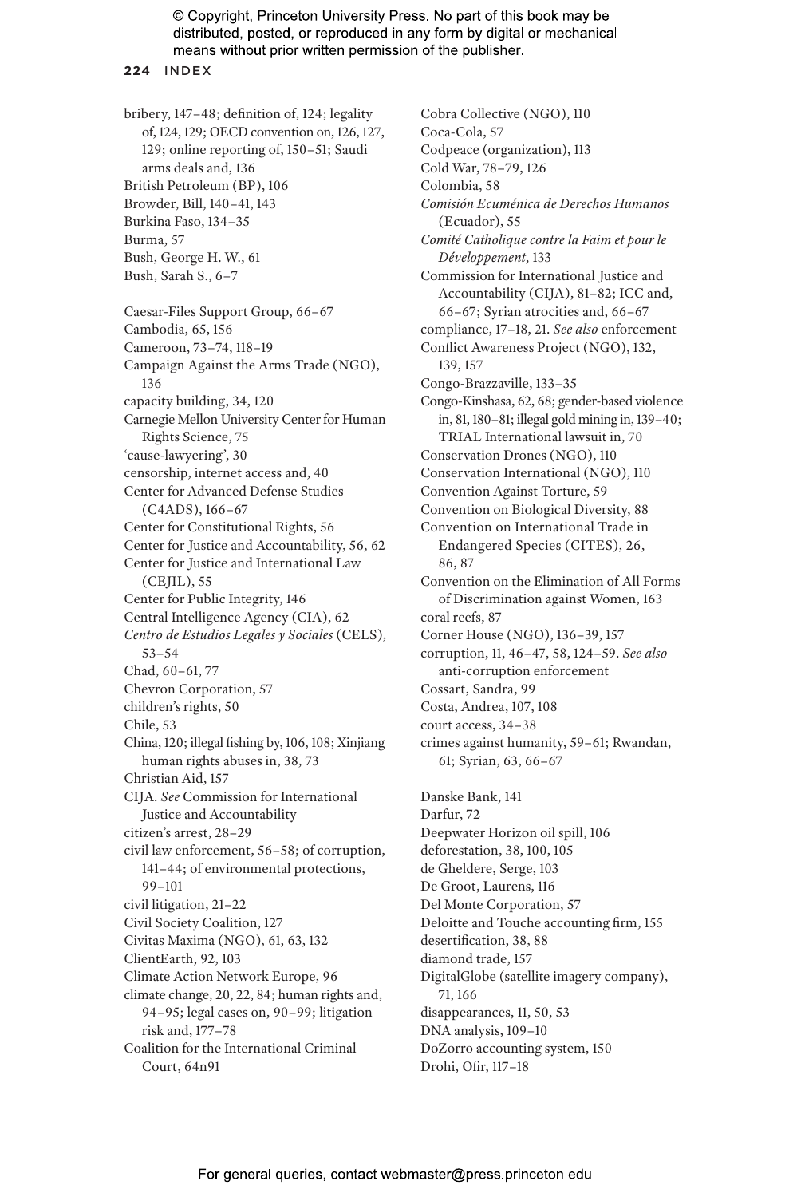bribery, 147–48; definition of, 124; legality of, 124, 129; OECD convention on, 126, 127, 129; online reporting of, 150–51; Saudi arms deals and, 136
British Petroleum (BP), 106
Browder, Bill, 140–41, 143
Burkina Faso, 134–35
Burma, 57
Bush, George H. W., 61
Bush, Sarah S., 6–7

Caesar-Files Support Group, 66–67
Cambodia, 65, 156
Cameroon, 73–74, 118–19
Campaign Against the Arms Trade (NGO), 136
capacity building, 34, 120
Carnegie Mellon University Center for Human Rights Science, 75
'cause-lawyering', 30
censorship, internet access and, 40
Center for Advanced Defense Studies (C4ADS), 166–67
Center for Constitutional Rights, 56
Center for Justice and Accountability, 56, 62
Center for Justice and International Law (CEJIL), 55
Center for Public Integrity, 146
Central Intelligence Agency (CIA), 62
*Centro de Estudios Legales y Sociales* (CELS), 53–54
Chad, 60–61, 77
Chevron Corporation, 57
children's rights, 50
Chile, 53
China, 120; illegal fishing by, 106, 108; Xinjiang human rights abuses in, 38, 73
Christian Aid, 157
CIJA. *See* Commission for International Justice and Accountability
citizen's arrest, 28–29
civil law enforcement, 56–58; of corruption, 141–44; of environmental protections, 99–101
civil litigation, 21–22
Civil Society Coalition, 127
Civitas Maxima (NGO), 61, 63, 132
ClientEarth, 92, 103
Climate Action Network Europe, 96
climate change, 20, 22, 84; human rights and, 94–95; legal cases on, 90–99; litigation risk and, 177–78
Coalition for the International Criminal Court, 64n91
Cobra Collective (NGO), 110
Coca-Cola, 57
Codpeace (organization), 113
Cold War, 78–79, 126
Colombia, 58
*Comisión Ecuménica de Derechos Humanos* (Ecuador), 55
*Comité Catholique contre la Faim et pour le Développement*, 133
Commission for International Justice and Accountability (CIJA), 81–82; ICC and, 66–67; Syrian atrocities and, 66–67
compliance, 17–18, 21. *See also* enforcement
Conflict Awareness Project (NGO), 132, 139, 157
Congo-Brazzaville, 133–35
Congo-Kinshasa, 62, 68; gender-based violence in, 81, 180–81; illegal gold mining in, 139–40; TRIAL International lawsuit in, 70
Conservation Drones (NGO), 110
Conservation International (NGO), 110
Convention Against Torture, 59
Convention on Biological Diversity, 88
Convention on International Trade in Endangered Species (CITES), 26, 86, 87
Convention on the Elimination of All Forms of Discrimination against Women, 163
coral reefs, 87
Corner House (NGO), 136–39, 157
corruption, 11, 46–47, 58, 124–59. *See also* anti-corruption enforcement
Cossart, Sandra, 99
Costa, Andrea, 107, 108
court access, 34–38
crimes against humanity, 59–61; Rwandan, 61; Syrian, 63, 66–67

Danske Bank, 141
Darfur, 72
Deepwater Horizon oil spill, 106
deforestation, 38, 100, 105
de Gheldere, Serge, 103
De Groot, Laurens, 116
Del Monte Corporation, 57
Deloitte and Touche accounting firm, 155
desertification, 38, 88
diamond trade, 157
DigitalGlobe (satellite imagery company), 71, 166
disappearances, 11, 50, 53
DNA analysis, 109–10
DoZorro accounting system, 150
Drohi, Ofir, 117–18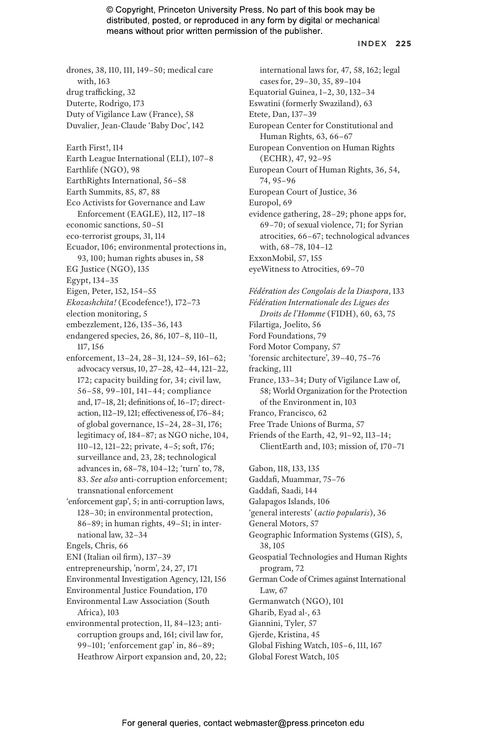drones, 38, 110, 111, 149–50; medical care with, 163
drug trafficking, 32
Duterte, Rodrigo, 173
Duty of Vigilance Law (France), 58
Duvalier, Jean-Claude 'Baby Doc', 142

Earth First!, 114
Earth League International (ELI), 107–8
Earthlife (NGO), 98
EarthRights International, 56–58
Earth Summits, 85, 87, 88
Eco Activists for Governance and Law Enforcement (EAGLE), 112, 117–18
economic sanctions, 50–51
eco-terrorist groups, 31, 114
Ecuador, 106; environmental protections in, 93, 100; human rights abuses in, 58
EG Justice (NGO), 135
Egypt, 134–35
Eigen, Peter, 152, 154–55
*Ekozashchita!* (Ecodefence!), 172–73
election monitoring, 5
embezzlement, 126, 135–36, 143
endangered species, 26, 86, 107–8, 110–11, 117, 156
enforcement, 13–24, 28–31, 124–59, 161–62; advocacy versus, 10, 27–28, 42–44, 121–22, 172; capacity building for, 34; civil law, 56–58, 99–101, 141–44; compliance and, 17–18, 21; definitions of, 16–17; direct-action, 112–19, 121; effectiveness of, 176–84; of global governance, 15–24, 28–31, 176; legitimacy of, 184–87; as NGO niche, 104, 110–12, 121–22; private, 4–5; soft, 176; surveillance and, 23, 28; technological advances in, 68–78, 104–12; 'turn' to, 78, 83. *See also* anti-corruption enforcement; transnational enforcement
'enforcement gap', 5; in anti-corruption laws, 128–30; in environmental protection, 86–89; in human rights, 49–51; in international law, 32–34
Engels, Chris, 66
ENI (Italian oil firm), 137–39
entrepreneurship, 'norm', 24, 27, 171
Environmental Investigation Agency, 121, 156
Environmental Justice Foundation, 170
Environmental Law Association (South Africa), 103
environmental protection, 11, 84–123; anti-corruption groups and, 161; civil law for, 99–101; 'enforcement gap' in, 86–89; Heathrow Airport expansion and, 20, 22; international laws for, 47, 58, 162; legal cases for, 29–30, 35, 89–104
Equatorial Guinea, 1–2, 30, 132–34
Eswatini (formerly Swaziland), 63
Etete, Dan, 137–39
European Center for Constitutional and Human Rights, 63, 66–67
European Convention on Human Rights (ECHR), 47, 92–95
European Court of Human Rights, 36, 54, 74, 95–96
European Court of Justice, 36
Europol, 69
evidence gathering, 28–29; phone apps for, 69–70; of sexual violence, 71; for Syrian atrocities, 66–67; technological advances with, 68–78, 104–12
ExxonMobil, 57, 155
eyeWitness to Atrocities, 69–70

*Fédération des Congolais de la Diaspora*, 133
*Fédération Internationale des Ligues des Droits de l'Homme* (FIDH), 60, 63, 75
Filartiga, Joelito, 56
Ford Foundations, 79
Ford Motor Company, 57
'forensic architecture', 39–40, 75–76
fracking, 111
France, 133–34; Duty of Vigilance Law of, 58; World Organization for the Protection of the Environment in, 103
Franco, Francisco, 62
Free Trade Unions of Burma, 57
Friends of the Earth, 42, 91–92, 113–14; ClientEarth and, 103; mission of, 170–71

Gabon, 118, 133, 135
Gaddafi, Muammar, 75–76
Gaddafi, Saadi, 144
Galapagos Islands, 106
'general interests' (*actio popularis*), 36
General Motors, 57
Geographic Information Systems (GIS), 5, 38, 105
Geospatial Technologies and Human Rights program, 72
German Code of Crimes against International Law, 67
Germanwatch (NGO), 101
Gharib, Eyad al-, 63
Giannini, Tyler, 57
Gjerde, Kristina, 45
Global Fishing Watch, 105–6, 111, 167
Global Forest Watch, 105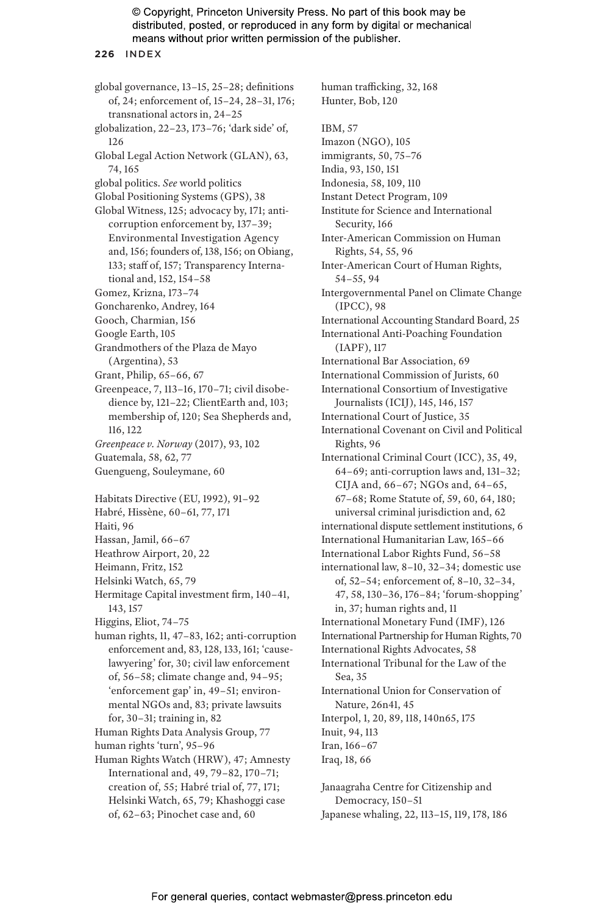global governance, 13–15, 25–28; definitions of, 24; enforcement of, 15–24, 28–31, 176; transnational actors in, 24–25
globalization, 22–23, 173–76; 'dark side' of, 126
Global Legal Action Network (GLAN), 63, 74, 165
global politics. *See* world politics
Global Positioning Systems (GPS), 38
Global Witness, 125; advocacy by, 171; anti-corruption enforcement by, 137–39; Environmental Investigation Agency and, 156; founders of, 138, 156; on Obiang, 133; staff of, 157; Transparency International and, 152, 154–58
Gomez, Krizna, 173–74
Goncharenko, Andrey, 164
Gooch, Charmian, 156
Google Earth, 105
Grandmothers of the Plaza de Mayo (Argentina), 53
Grant, Philip, 65–66, 67
Greenpeace, 7, 113–16, 170–71; civil disobedience by, 121–22; ClientEarth and, 103; membership of, 120; Sea Shepherds and, 116, 122
*Greenpeace v. Norway* (2017), 93, 102
Guatemala, 58, 62, 77
Guengueng, Souleymane, 60

Habitats Directive (EU, 1992), 91–92
Habré, Hissène, 60–61, 77, 171
Haiti, 96
Hassan, Jamil, 66–67
Heathrow Airport, 20, 22
Heimann, Fritz, 152
Helsinki Watch, 65, 79
Hermitage Capital investment firm, 140–41, 143, 157
Higgins, Eliot, 74–75
human rights, 11, 47–83, 162; anti-corruption enforcement and, 83, 128, 133, 161; 'cause-lawyering' for, 30; civil law enforcement of, 56–58; climate change and, 94–95; 'enforcement gap' in, 49–51; environmental NGOs and, 83; private lawsuits for, 30–31; training in, 82
Human Rights Data Analysis Group, 77
human rights 'turn', 95–96
Human Rights Watch (HRW), 47; Amnesty International and, 49, 79–82, 170–71; creation of, 55; Habré trial of, 77, 171; Helsinki Watch, 65, 79; Khashoggi case of, 62–63; Pinochet case and, 60

human trafficking, 32, 168
Hunter, Bob, 120

IBM, 57
Imazon (NGO), 105
immigrants, 50, 75–76
India, 93, 150, 151
Indonesia, 58, 109, 110
Instant Detect Program, 109
Institute for Science and International Security, 166
Inter-American Commission on Human Rights, 54, 55, 96
Inter-American Court of Human Rights, 54–55, 94
Intergovernmental Panel on Climate Change (IPCC), 98
International Accounting Standard Board, 25
International Anti-Poaching Foundation (IAPF), 117
International Bar Association, 69
International Commission of Jurists, 60
International Consortium of Investigative Journalists (ICIJ), 145, 146, 157
International Court of Justice, 35
International Covenant on Civil and Political Rights, 96
International Criminal Court (ICC), 35, 49, 64–69; anti-corruption laws and, 131–32; CIJA and, 66–67; NGOs and, 64–65, 67–68; Rome Statute of, 59, 60, 64, 180; universal criminal jurisdiction and, 62
international dispute settlement institutions, 6
International Humanitarian Law, 165–66
International Labor Rights Fund, 56–58
international law, 8–10, 32–34; domestic use of, 52–54; enforcement of, 8–10, 32–34, 47, 58, 130–36, 176–84; 'forum-shopping' in, 37; human rights and, 11
International Monetary Fund (IMF), 126
International Partnership for Human Rights, 70
International Rights Advocates, 58
International Tribunal for the Law of the Sea, 35
International Union for Conservation of Nature, 26n41, 45
Interpol, 1, 20, 89, 118, 140n65, 175
Inuit, 94, 113
Iran, 166–67
Iraq, 18, 66

Janaagraha Centre for Citizenship and Democracy, 150–51
Japanese whaling, 22, 113–15, 119, 178, 186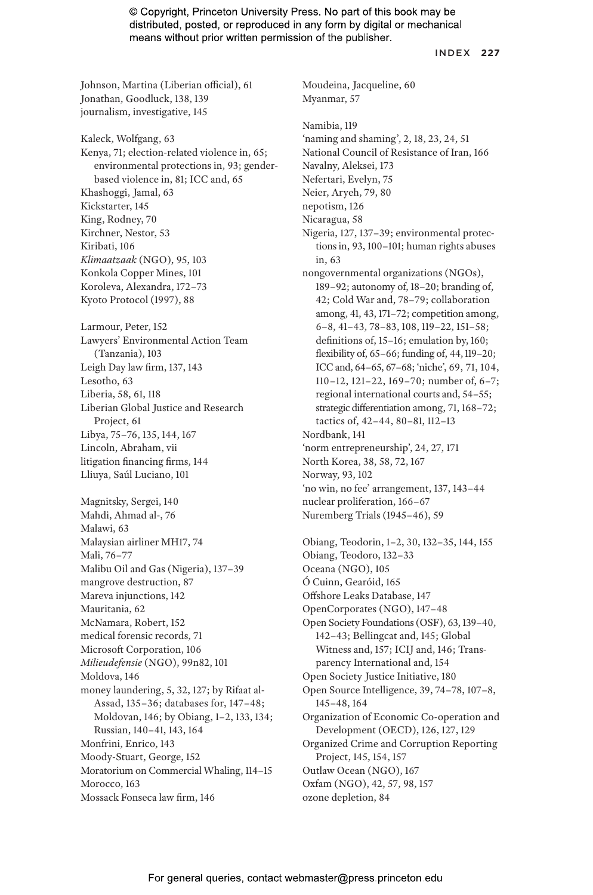Johnson, Martina (Liberian official), 61
Jonathan, Goodluck, 138, 139
journalism, investigative, 145

Kaleck, Wolfgang, 63
Kenya, 71; election-related violence in, 65; environmental protections in, 93; gender-based violence in, 81; ICC and, 65
Khashoggi, Jamal, 63
Kickstarter, 145
King, Rodney, 70
Kirchner, Nestor, 53
Kiribati, 106
*Klimaatzaak* (NGO), 95, 103
Konkola Copper Mines, 101
Koroleva, Alexandra, 172–73
Kyoto Protocol (1997), 88

Larmour, Peter, 152
Lawyers' Environmental Action Team (Tanzania), 103
Leigh Day law firm, 137, 143
Lesotho, 63
Liberia, 58, 61, 118
Liberian Global Justice and Research Project, 61
Libya, 75–76, 135, 144, 167
Lincoln, Abraham, vii
litigation financing firms, 144
Lliuya, Saúl Luciano, 101

Magnitsky, Sergei, 140
Mahdi, Ahmad al-, 76
Malawi, 63
Malaysian airliner MH17, 74
Mali, 76–77
Malibu Oil and Gas (Nigeria), 137–39
mangrove destruction, 87
Mareva injunctions, 142
Mauritania, 62
McNamara, Robert, 152
medical forensic records, 71
Microsoft Corporation, 106
*Milieudefensie* (NGO), 99n82, 101
Moldova, 146
money laundering, 5, 32, 127; by Rifaat al-Assad, 135–36; databases for, 147–48; Moldovan, 146; by Obiang, 1–2, 133, 134; Russian, 140–41, 143, 164
Monfrini, Enrico, 143
Moody-Stuart, George, 152
Moratorium on Commercial Whaling, 114–15
Morocco, 163
Mossack Fonseca law firm, 146

Moudeina, Jacqueline, 60
Myanmar, 57

Namibia, 119
'naming and shaming', 2, 18, 23, 24, 51
National Council of Resistance of Iran, 166
Navalny, Aleksei, 173
Nefertari, Evelyn, 75
Neier, Aryeh, 79, 80
nepotism, 126
Nicaragua, 58
Nigeria, 127, 137–39; environmental protections in, 93, 100–101; human rights abuses in, 63
nongovernmental organizations (NGOs), 189–92; autonomy of, 18–20; branding of, 42; Cold War and, 78–79; collaboration among, 41, 43, 171–72; competition among, 6–8, 41–43, 78–83, 108, 119–22, 151–58; definitions of, 15–16; emulation by, 160; flexibility of, 65–66; funding of, 44, 119–20; ICC and, 64–65, 67–68; 'niche', 69, 71, 104, 110–12, 121–22, 169–70; number of, 6–7; regional international courts and, 54–55; strategic differentiation among, 71, 168–72; tactics of, 42–44, 80–81, 112–13
Nordbank, 141
'norm entrepreneurship', 24, 27, 171
North Korea, 38, 58, 72, 167
Norway, 93, 102
'no win, no fee' arrangement, 137, 143–44
nuclear proliferation, 166–67
Nuremberg Trials (1945–46), 59

Obiang, Teodorin, 1–2, 30, 132–35, 144, 155
Obiang, Teodoro, 132–33
Oceana (NGO), 105
Ó Cuinn, Gearóid, 165
Offshore Leaks Database, 147
OpenCorporates (NGO), 147–48
Open Society Foundations (OSF), 63, 139–40, 142–43; Bellingcat and, 145; Global Witness and, 157; ICIJ and, 146; Transparency International and, 154
Open Society Justice Initiative, 180
Open Source Intelligence, 39, 74–78, 107–8, 145–48, 164
Organization of Economic Co-operation and Development (OECD), 126, 127, 129
Organized Crime and Corruption Reporting Project, 145, 154, 157
Outlaw Ocean (NGO), 167
Oxfam (NGO), 42, 57, 98, 157
ozone depletion, 84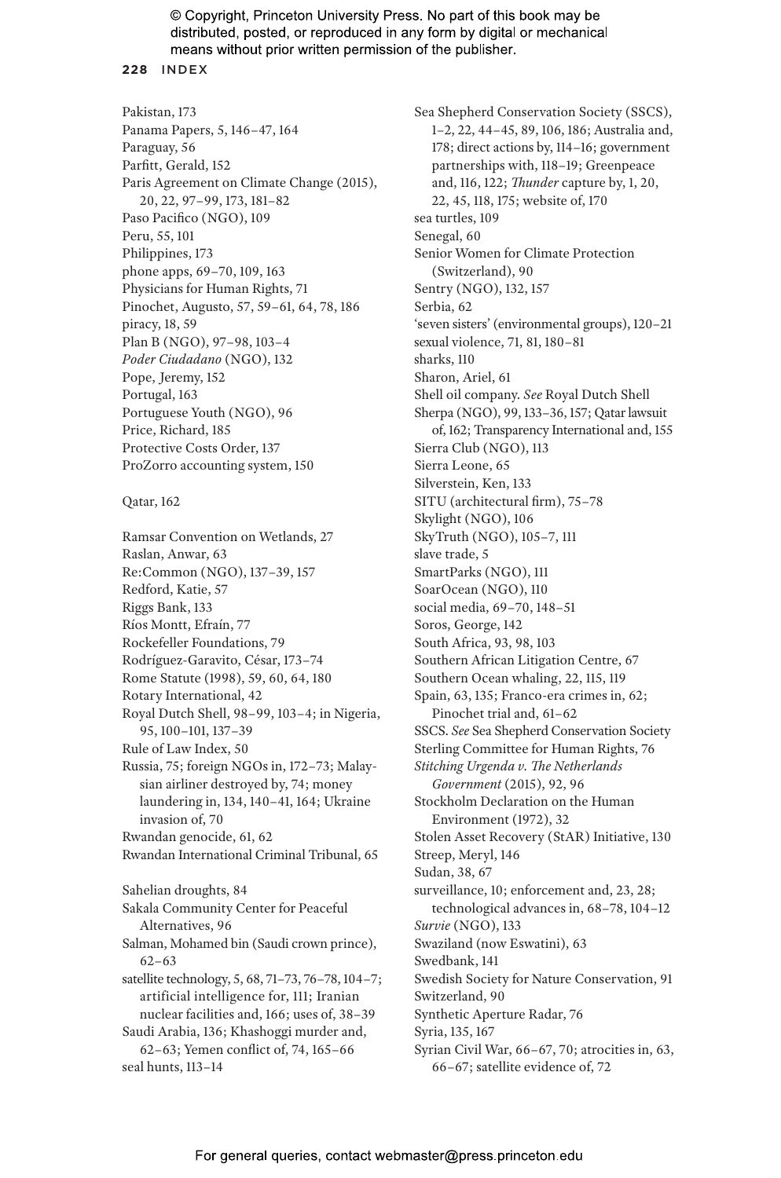Pakistan, 173
Panama Papers, 5, 146–47, 164
Paraguay, 56
Parfitt, Gerald, 152
Paris Agreement on Climate Change (2015), 20, 22, 97–99, 173, 181–82
Paso Pacifico (NGO), 109
Peru, 55, 101
Philippines, 173
phone apps, 69–70, 109, 163
Physicians for Human Rights, 71
Pinochet, Augusto, 57, 59–61, 64, 78, 186
piracy, 18, 59
Plan B (NGO), 97–98, 103–4
*Poder Ciudadano* (NGO), 132
Pope, Jeremy, 152
Portugal, 163
Portuguese Youth (NGO), 96
Price, Richard, 185
Protective Costs Order, 137
ProZorro accounting system, 150

Qatar, 162

Ramsar Convention on Wetlands, 27
Raslan, Anwar, 63
Re:Common (NGO), 137–39, 157
Redford, Katie, 57
Riggs Bank, 133
Ríos Montt, Efraín, 77
Rockefeller Foundations, 79
Rodríguez-Garavito, César, 173–74
Rome Statute (1998), 59, 60, 64, 180
Rotary International, 42
Royal Dutch Shell, 98–99, 103–4; in Nigeria, 95, 100–101, 137–39
Rule of Law Index, 50
Russia, 75; foreign NGOs in, 172–73; Malaysian airliner destroyed by, 74; money laundering in, 134, 140–41, 164; Ukraine invasion of, 70
Rwandan genocide, 61, 62
Rwandan International Criminal Tribunal, 65

Sahelian droughts, 84
Sakala Community Center for Peaceful Alternatives, 96
Salman, Mohamed bin (Saudi crown prince), 62–63
satellite technology, 5, 68, 71–73, 76–78, 104–7; artificial intelligence for, 111; Iranian nuclear facilities and, 166; uses of, 38–39
Saudi Arabia, 136; Khashoggi murder and, 62–63; Yemen conflict of, 74, 165–66
seal hunts, 113–14
Sea Shepherd Conservation Society (SSCS), 1–2, 22, 44–45, 89, 106, 186; Australia and, 178; direct actions by, 114–16; government partnerships with, 118–19; Greenpeace and, 116, 122; *Thunder* capture by, 1, 20, 22, 45, 118, 175; website of, 170
sea turtles, 109
Senegal, 60
Senior Women for Climate Protection (Switzerland), 90
Sentry (NGO), 132, 157
Serbia, 62
'seven sisters' (environmental groups), 120–21
sexual violence, 71, 81, 180–81
sharks, 110
Sharon, Ariel, 61
Shell oil company. *See* Royal Dutch Shell
Sherpa (NGO), 99, 133–36, 157; Qatar lawsuit of, 162; Transparency International and, 155
Sierra Club (NGO), 113
Sierra Leone, 65
Silverstein, Ken, 133
SITU (architectural firm), 75–78
Skylight (NGO), 106
SkyTruth (NGO), 105–7, 111
slave trade, 5
SmartParks (NGO), 111
SoarOcean (NGO), 110
social media, 69–70, 148–51
Soros, George, 142
South Africa, 93, 98, 103
Southern African Litigation Centre, 67
Southern Ocean whaling, 22, 115, 119
Spain, 63, 135; Franco-era crimes in, 62; Pinochet trial and, 61–62
SSCS. *See* Sea Shepherd Conservation Society
Sterling Committee for Human Rights, 76
*Stitching Urgenda v. The Netherlands Government* (2015), 92, 96
Stockholm Declaration on the Human Environment (1972), 32
Stolen Asset Recovery (StAR) Initiative, 130
Streep, Meryl, 146
Sudan, 38, 67
surveillance, 10; enforcement and, 23, 28; technological advances in, 68–78, 104–12
*Survie* (NGO), 133
Swaziland (now Eswatini), 63
Swedbank, 141
Swedish Society for Nature Conservation, 91
Switzerland, 90
Synthetic Aperture Radar, 76
Syria, 135, 167
Syrian Civil War, 66–67, 70; atrocities in, 63, 66–67; satellite evidence of, 72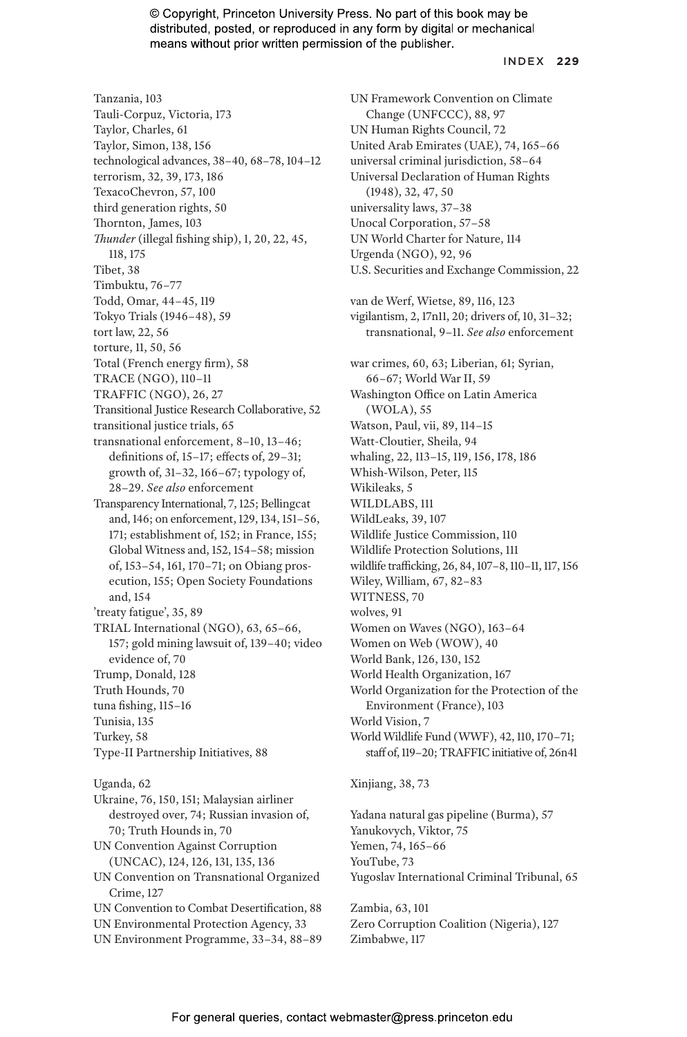Tanzania, 103
Tauli-Corpuz, Victoria, 173
Taylor, Charles, 61
Taylor, Simon, 138, 156
technological advances, 38–40, 68–78, 104–12
terrorism, 32, 39, 173, 186
TexacoChevron, 57, 100
third generation rights, 50
Thornton, James, 103
*Thunder* (illegal fishing ship), 1, 20, 22, 45, 118, 175
Tibet, 38
Timbuktu, 76–77
Todd, Omar, 44–45, 119
Tokyo Trials (1946–48), 59
tort law, 22, 56
torture, 11, 50, 56
Total (French energy firm), 58
TRACE (NGO), 110–11
TRAFFIC (NGO), 26, 27
Transitional Justice Research Collaborative, 52
transitional justice trials, 65
transnational enforcement, 8–10, 13–46; definitions of, 15–17; effects of, 29–31; growth of, 31–32, 166–67; typology of, 28–29. *See also* enforcement
Transparency International, 7, 125; Bellingcat and, 146; on enforcement, 129, 134, 151–56, 171; establishment of, 152; in France, 155; Global Witness and, 152, 154–58; mission of, 153–54, 161, 170–71; on Obiang prosecution, 155; Open Society Foundations and, 154
'treaty fatigue', 35, 89
TRIAL International (NGO), 63, 65–66, 157; gold mining lawsuit of, 139–40; video evidence of, 70
Trump, Donald, 128
Truth Hounds, 70
tuna fishing, 115–16
Tunisia, 135
Turkey, 58
Type-II Partnership Initiatives, 88

Uganda, 62
Ukraine, 76, 150, 151; Malaysian airliner destroyed over, 74; Russian invasion of, 70; Truth Hounds in, 70
UN Convention Against Corruption (UNCAC), 124, 126, 131, 135, 136
UN Convention on Transnational Organized Crime, 127
UN Convention to Combat Desertification, 88
UN Environmental Protection Agency, 33
UN Environment Programme, 33–34, 88–89
UN Framework Convention on Climate Change (UNFCCC), 88, 97
UN Human Rights Council, 72
United Arab Emirates (UAE), 74, 165–66
universal criminal jurisdiction, 58–64
Universal Declaration of Human Rights (1948), 32, 47, 50
universality laws, 37–38
Unocal Corporation, 57–58
UN World Charter for Nature, 114
Urgenda (NGO), 92, 96
U.S. Securities and Exchange Commission, 22

van de Werf, Wietse, 89, 116, 123
vigilantism, 2, 17n11, 20; drivers of, 10, 31–32; transnational, 9–11. *See also* enforcement

war crimes, 60, 63; Liberian, 61; Syrian, 66–67; World War II, 59
Washington Office on Latin America (WOLA), 55
Watson, Paul, vii, 89, 114–15
Watt-Cloutier, Sheila, 94
whaling, 22, 113–15, 119, 156, 178, 186
Whish-Wilson, Peter, 115
Wikileaks, 5
WILDLABS, 111
WildLeaks, 39, 107
Wildlife Justice Commission, 110
Wildlife Protection Solutions, 111
wildlife trafficking, 26, 84, 107–8, 110–11, 117, 156
Wiley, William, 67, 82–83
WITNESS, 70
wolves, 91
Women on Waves (NGO), 163–64
Women on Web (WOW), 40
World Bank, 126, 130, 152
World Health Organization, 167
World Organization for the Protection of the Environment (France), 103
World Vision, 7
World Wildlife Fund (WWF), 42, 110, 170–71; staff of, 119–20; TRAFFIC initiative of, 26n41

Xinjiang, 38, 73

Yadana natural gas pipeline (Burma), 57
Yanukovych, Viktor, 75
Yemen, 74, 165–66
YouTube, 73
Yugoslav International Criminal Tribunal, 65

Zambia, 63, 101
Zero Corruption Coalition (Nigeria), 127
Zimbabwe, 117